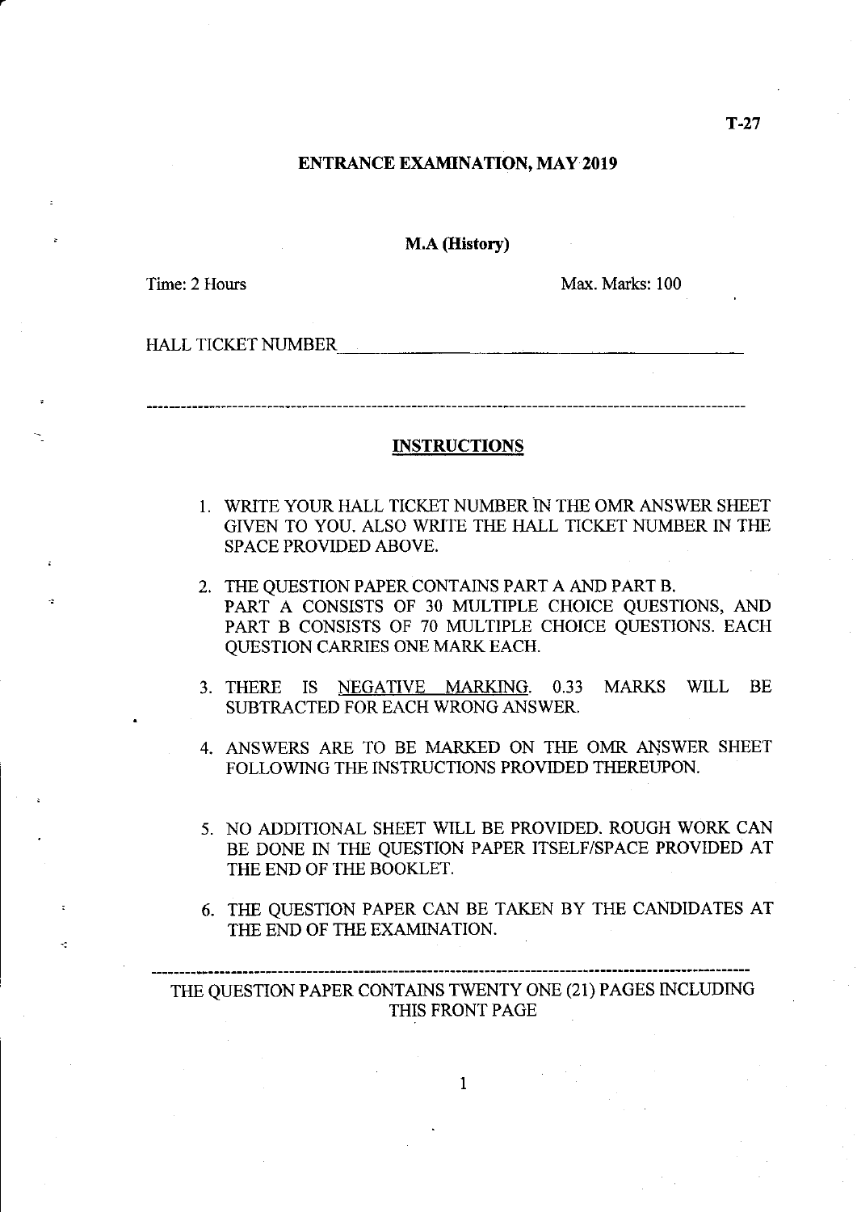T-27

# ENTRANCE EXAMINATION, MAY 2019

## M.A (History)

Time: 2 Hours | Max. Marks: 100

HALL TICKET NUMBER ____________________________

---

### INSTRUCTIONS

1. WRITE YOUR HALL TICKET NUMBER IN THE OMR ANSWER SHEET GIVEN TO YOU. ALSO WRITE THE HALL TICKET NUMBER IN THE SPACE PROVIDED ABOVE.

2. THE QUESTION PAPER CONTAINS PART A AND PART B.
   PART A CONSISTS OF 30 MULTIPLE CHOICE QUESTIONS, AND PART B CONSISTS OF 70 MULTIPLE CHOICE QUESTIONS. EACH QUESTION CARRIES ONE MARK EACH.

3. THERE IS NEGATIVE MARKING. 0.33 MARKS WILL BE SUBTRACTED FOR EACH WRONG ANSWER.

4. ANSWERS ARE TO BE MARKED ON THE OMR ANSWER SHEET FOLLOWING THE INSTRUCTIONS PROVIDED THEREUPON.

5. NO ADDITIONAL SHEET WILL BE PROVIDED. ROUGH WORK CAN BE DONE IN THE QUESTION PAPER ITSELF/SPACE PROVIDED AT THE END OF THE BOOKLET.

6. THE QUESTION PAPER CAN BE TAKEN BY THE CANDIDATES AT THE END OF THE EXAMINATION.

---

THE QUESTION PAPER CONTAINS TWENTY ONE (21) PAGES INCLUDING THIS FRONT PAGE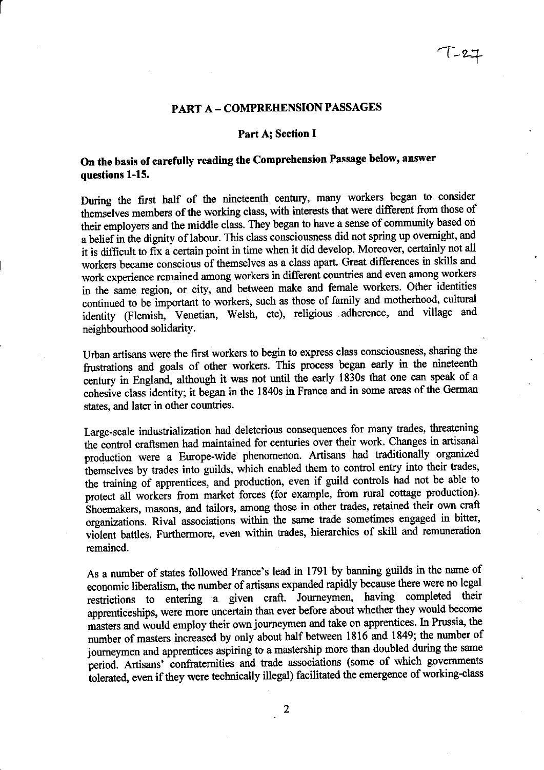T-27

## PART A – COMPREHENSION PASSAGES

### Part A; Section I

**On the basis of carefully reading the Comprehension Passage below, answer questions 1-15.**

During the first half of the nineteenth century, many workers began to consider themselves members of the working class, with interests that were different from those of their employers and the middle class. They began to have a sense of community based on a belief in the dignity of labour. This class consciousness did not spring up overnight, and it is difficult to fix a certain point in time when it did develop. Moreover, certainly not all workers became conscious of themselves as a class apart. Great differences in skills and work experience remained among workers in different countries and even among workers in the same region, or city, and between make and female workers. Other identities continued to be important to workers, such as those of family and motherhood, cultural identity (Flemish, Venetian, Welsh, etc), religious adherence, and village and neighbourhood solidarity.

Urban artisans were the first workers to begin to express class consciousness, sharing the frustrations and goals of other workers. This process began early in the nineteenth century in England, although it was not until the early 1830s that one can speak of a cohesive class identity; it began in the 1840s in France and in some areas of the German states, and later in other countries.

Large-scale industrialization had deleterious consequences for many trades, threatening the control craftsmen had maintained for centuries over their work. Changes in artisanal production were a Europe-wide phenomenon. Artisans had traditionally organized themselves by trades into guilds, which enabled them to control entry into their trades, the training of apprentices, and production, even if guild controls had not be able to protect all workers from market forces (for example, from rural cottage production). Shoemakers, masons, and tailors, among those in other trades, retained their own craft organizations. Rival associations within the same trade sometimes engaged in bitter, violent battles. Furthermore, even within trades, hierarchies of skill and remuneration remained.

As a number of states followed France's lead in 1791 by banning guilds in the name of economic liberalism, the number of artisans expanded rapidly because there were no legal restrictions to entering a given craft. Journeymen, having completed their apprenticeships, were more uncertain than ever before about whether they would become masters and would employ their own journeymen and take on apprentices. In Prussia, the number of masters increased by only about half between 1816 and 1849; the number of journeymen and apprentices aspiring to a mastership more than doubled during the same period. Artisans' confraternities and trade associations (some of which governments tolerated, even if they were technically illegal) facilitated the emergence of working-class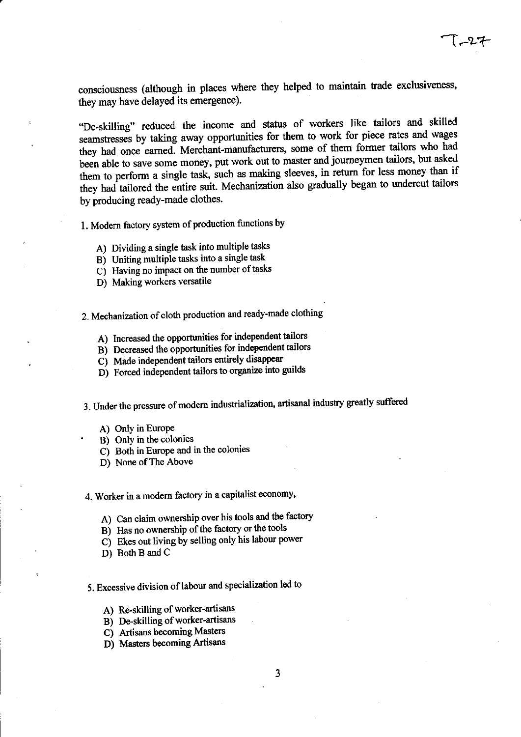consciousness (although in places where they helped to maintain trade exclusiveness, they may have delayed its emergence).

"De-skilling" reduced the income and status of workers like tailors and skilled seamstresses by taking away opportunities for them to work for piece rates and wages they had once earned. Merchant-manufacturers, some of them former tailors who had been able to save some money, put work out to master and journeymen tailors, but asked them to perform a single task, such as making sleeves, in return for less money than if they had tailored the entire suit. Mechanization also gradually began to undercut tailors by producing ready-made clothes.

1. Modern factory system of production functions by

   A) Dividing a single task into multiple tasks
   B) Uniting multiple tasks into a single task
   C) Having no impact on the number of tasks
   D) Making workers versatile

2. Mechanization of cloth production and ready-made clothing

   A) Increased the opportunities for independent tailors
   B) Decreased the opportunities for independent tailors
   C) Made independent tailors entirely disappear
   D) Forced independent tailors to organize into guilds

3. Under the pressure of modern industrialization, artisanal industry greatly suffered

   A) Only in Europe
   B) Only in the colonies
   C) Both in Europe and in the colonies
   D) None of The Above

4. Worker in a modern factory in a capitalist economy,

   A) Can claim ownership over his tools and the factory
   B) Has no ownership of the factory or the tools
   C) Ekes out living by selling only his labour power
   D) Both B and C

5. Excessive division of labour and specialization led to

   A) Re-skilling of worker-artisans
   B) De-skilling of worker-artisans
   C) Artisans becoming Masters
   D) Masters becoming Artisans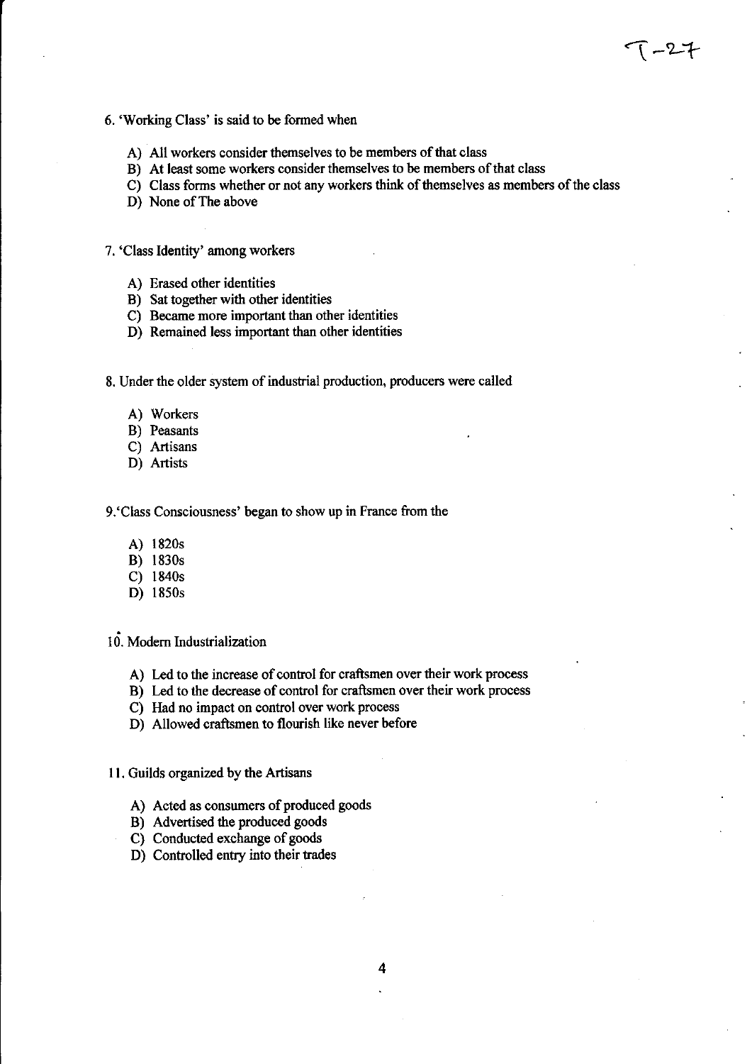6. 'Working Class' is said to be formed when

A) All workers consider themselves to be members of that class
B) At least some workers consider themselves to be members of that class
C) Class forms whether or not any workers think of themselves as members of the class
D) None of The above

7. 'Class Identity' among workers

A) Erased other identities
B) Sat together with other identities
C) Became more important than other identities
D) Remained less important than other identities

8. Under the older system of industrial production, producers were called

A) Workers
B) Peasants
C) Artisans
D) Artists

9. 'Class Consciousness' began to show up in France from the

A) 1820s
B) 1830s
C) 1840s
D) 1850s

10. Modern Industrialization

A) Led to the increase of control for craftsmen over their work process
B) Led to the decrease of control for craftsmen over their work process
C) Had no impact on control over work process
D) Allowed craftsmen to flourish like never before

11. Guilds organized by the Artisans

A) Acted as consumers of produced goods
B) Advertised the produced goods
C) Conducted exchange of goods
D) Controlled entry into their trades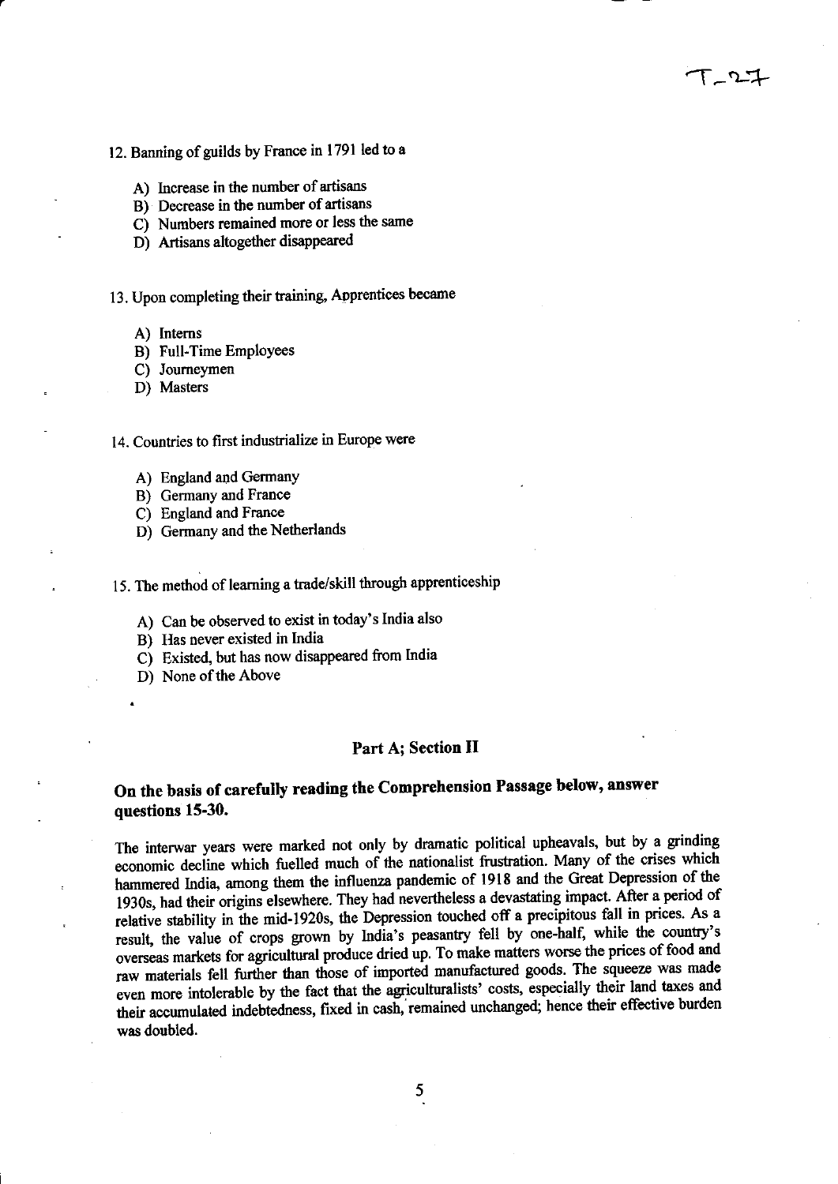12. Banning of guilds by France in 1791 led to a

A) Increase in the number of artisans
B) Decrease in the number of artisans
C) Numbers remained more or less the same
D) Artisans altogether disappeared

13. Upon completing their training, Apprentices became

A) Interns
B) Full-Time Employees
C) Journeymen
D) Masters

14. Countries to first industrialize in Europe were

A) England and Germany
B) Germany and France
C) England and France
D) Germany and the Netherlands

15. The method of learning a trade/skill through apprenticeship

A) Can be observed to exist in today's India also
B) Has never existed in India
C) Existed, but has now disappeared from India
D) None of the Above

## Part A; Section II

### On the basis of carefully reading the Comprehension Passage below, answer questions 15-30.

The interwar years were marked not only by dramatic political upheavals, but by a grinding economic decline which fuelled much of the nationalist frustration. Many of the crises which hammered India, among them the influenza pandemic of 1918 and the Great Depression of the 1930s, had their origins elsewhere. They had nevertheless a devastating impact. After a period of relative stability in the mid-1920s, the Depression touched off a precipitous fall in prices. As a result, the value of crops grown by India's peasantry fell by one-half, while the country's overseas markets for agricultural produce dried up. To make matters worse the prices of food and raw materials fell further than those of imported manufactured goods. The squeeze was made even more intolerable by the fact that the agriculturalists' costs, especially their land taxes and their accumulated indebtedness, fixed in cash, remained unchanged; hence their effective burden was doubled.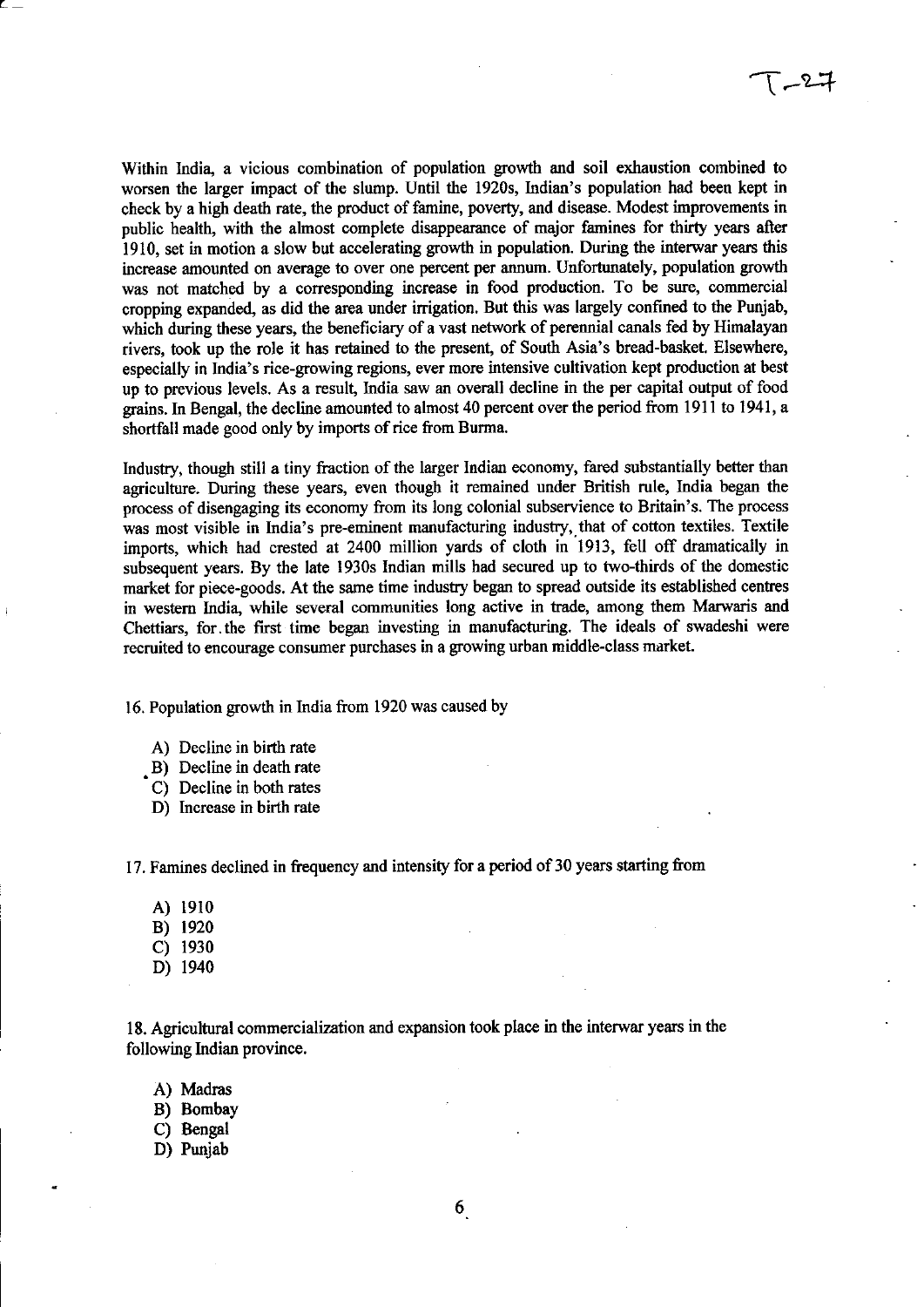Within India, a vicious combination of population growth and soil exhaustion combined to worsen the larger impact of the slump. Until the 1920s, Indian's population had been kept in check by a high death rate, the product of famine, poverty, and disease. Modest improvements in public health, with the almost complete disappearance of major famines for thirty years after 1910, set in motion a slow but accelerating growth in population. During the interwar years this increase amounted on average to over one percent per annum. Unfortunately, population growth was not matched by a corresponding increase in food production. To be sure, commercial cropping expanded, as did the area under irrigation. But this was largely confined to the Punjab, which during these years, the beneficiary of a vast network of perennial canals fed by Himalayan rivers, took up the role it has retained to the present, of South Asia's bread-basket. Elsewhere, especially in India's rice-growing regions, ever more intensive cultivation kept production at best up to previous levels. As a result, India saw an overall decline in the per capital output of food grains. In Bengal, the decline amounted to almost 40 percent over the period from 1911 to 1941, a shortfall made good only by imports of rice from Burma.

Industry, though still a tiny fraction of the larger Indian economy, fared substantially better than agriculture. During these years, even though it remained under British rule, India began the process of disengaging its economy from its long colonial subservience to Britain's. The process was most visible in India's pre-eminent manufacturing industry, that of cotton textiles. Textile imports, which had crested at 2400 million yards of cloth in 1913, fell off dramatically in subsequent years. By the late 1930s Indian mills had secured up to two-thirds of the domestic market for piece-goods. At the same time industry began to spread outside its established centres in western India, while several communities long active in trade, among them Marwaris and Chettiars, for the first time began investing in manufacturing. The ideals of swadeshi were recruited to encourage consumer purchases in a growing urban middle-class market.

16. Population growth in India from 1920 was caused by

A) Decline in birth rate
B) Decline in death rate
C) Decline in both rates
D) Increase in birth rate

17. Famines declined in frequency and intensity for a period of 30 years starting from

A) 1910
B) 1920
C) 1930
D) 1940

18. Agricultural commercialization and expansion took place in the interwar years in the following Indian province.

A) Madras
B) Bombay
C) Bengal
D) Punjab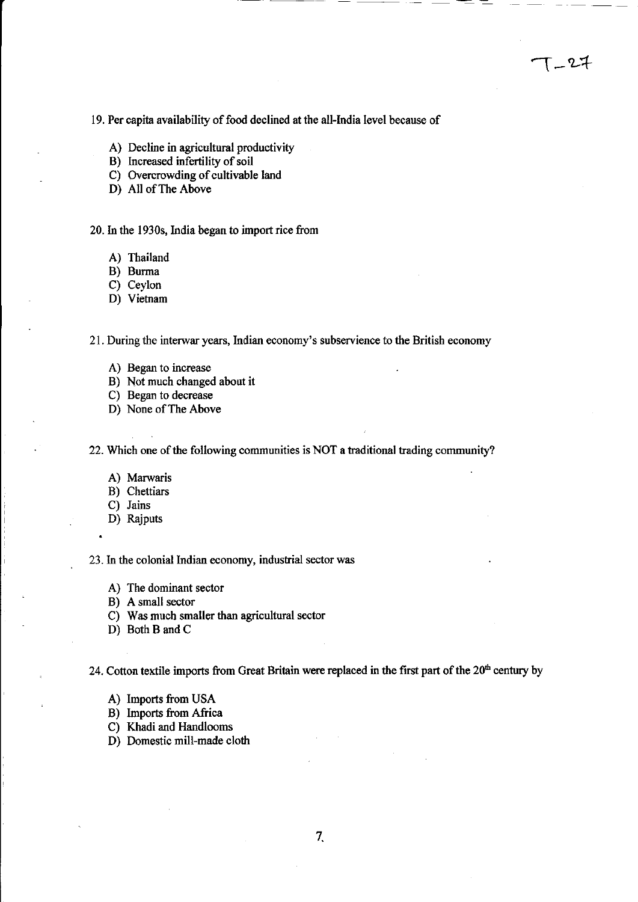19. Per capita availability of food declined at the all-India level because of

   A) Decline in agricultural productivity
   B) Increased infertility of soil
   C) Overcrowding of cultivable land
   D) All of The Above

20. In the 1930s, India began to import rice from

   A) Thailand
   B) Burma
   C) Ceylon
   D) Vietnam

21. During the interwar years, Indian economy's subservience to the British economy

   A) Began to increase
   B) Not much changed about it
   C) Began to decrease
   D) None of The Above

22. Which one of the following communities is NOT a traditional trading community?

   A) Marwaris
   B) Chettiars
   C) Jains
   D) Rajputs

23. In the colonial Indian economy, industrial sector was

   A) The dominant sector
   B) A small sector
   C) Was much smaller than agricultural sector
   D) Both B and C

24. Cotton textile imports from Great Britain were replaced in the first part of the 20th century by

   A) Imports from USA
   B) Imports from Africa
   C) Khadi and Handlooms
   D) Domestic mill-made cloth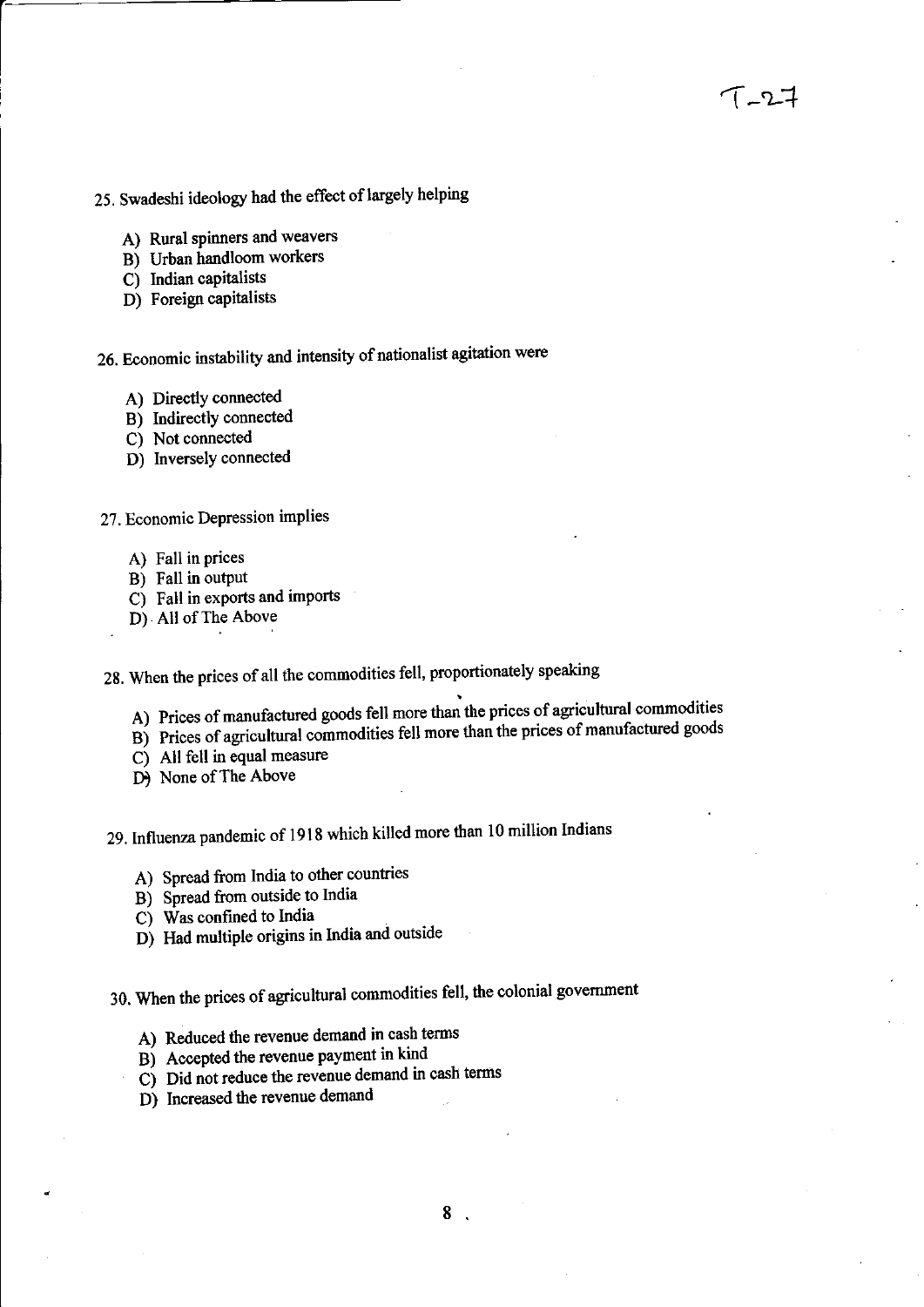T-27

25. Swadeshi ideology had the effect of largely helping

   A) Rural spinners and weavers
   B) Urban handloom workers
   C) Indian capitalists
   D) Foreign capitalists

26. Economic instability and intensity of nationalist agitation were

   A) Directly connected
   B) Indirectly connected
   C) Not connected
   D) Inversely connected

27. Economic Depression implies

   A) Fall in prices
   B) Fall in output
   C) Fall in exports and imports
   D) All of The Above

28. When the prices of all the commodities fell, proportionately speaking

   A) Prices of manufactured goods fell more than the prices of agricultural commodities
   B) Prices of agricultural commodities fell more than the prices of manufactured goods
   C) All fell in equal measure
   D) None of The Above

29. Influenza pandemic of 1918 which killed more than 10 million Indians

   A) Spread from India to other countries
   B) Spread from outside to India
   C) Was confined to India
   D) Had multiple origins in India and outside

30. When the prices of agricultural commodities fell, the colonial government

   A) Reduced the revenue demand in cash terms
   B) Accepted the revenue payment in kind
   C) Did not reduce the revenue demand in cash terms
   D) Increased the revenue demand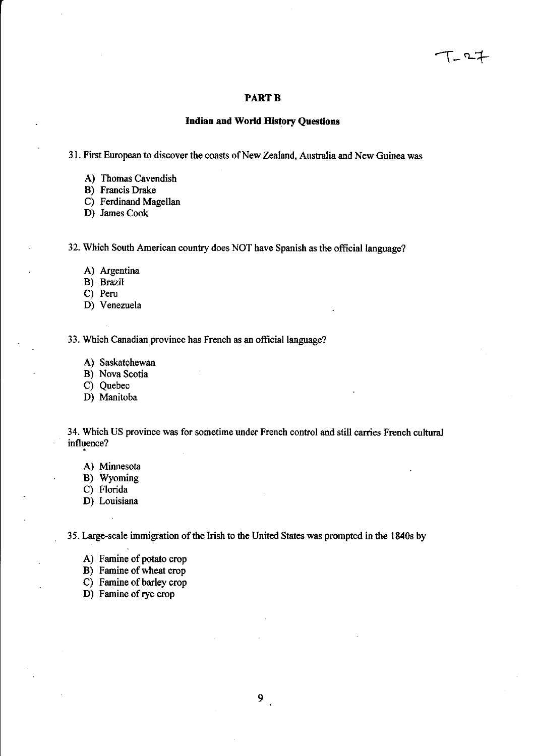T-27

## PART B

### Indian and World History Questions

31. First European to discover the coasts of New Zealand, Australia and New Guinea was

   A) Thomas Cavendish
   B) Francis Drake
   C) Ferdinand Magellan
   D) James Cook

32. Which South American country does NOT have Spanish as the official language?

   A) Argentina
   B) Brazil
   C) Peru
   D) Venezuela

33. Which Canadian province has French as an official language?

   A) Saskatchewan
   B) Nova Scotia
   C) Quebec
   D) Manitoba

34. Which US province was for sometime under French control and still carries French cultural influence?

   A) Minnesota
   B) Wyoming
   C) Florida
   D) Louisiana

35. Large-scale immigration of the Irish to the United States was prompted in the 1840s by

   A) Famine of potato crop
   B) Famine of wheat crop
   C) Famine of barley crop
   D) Famine of rye crop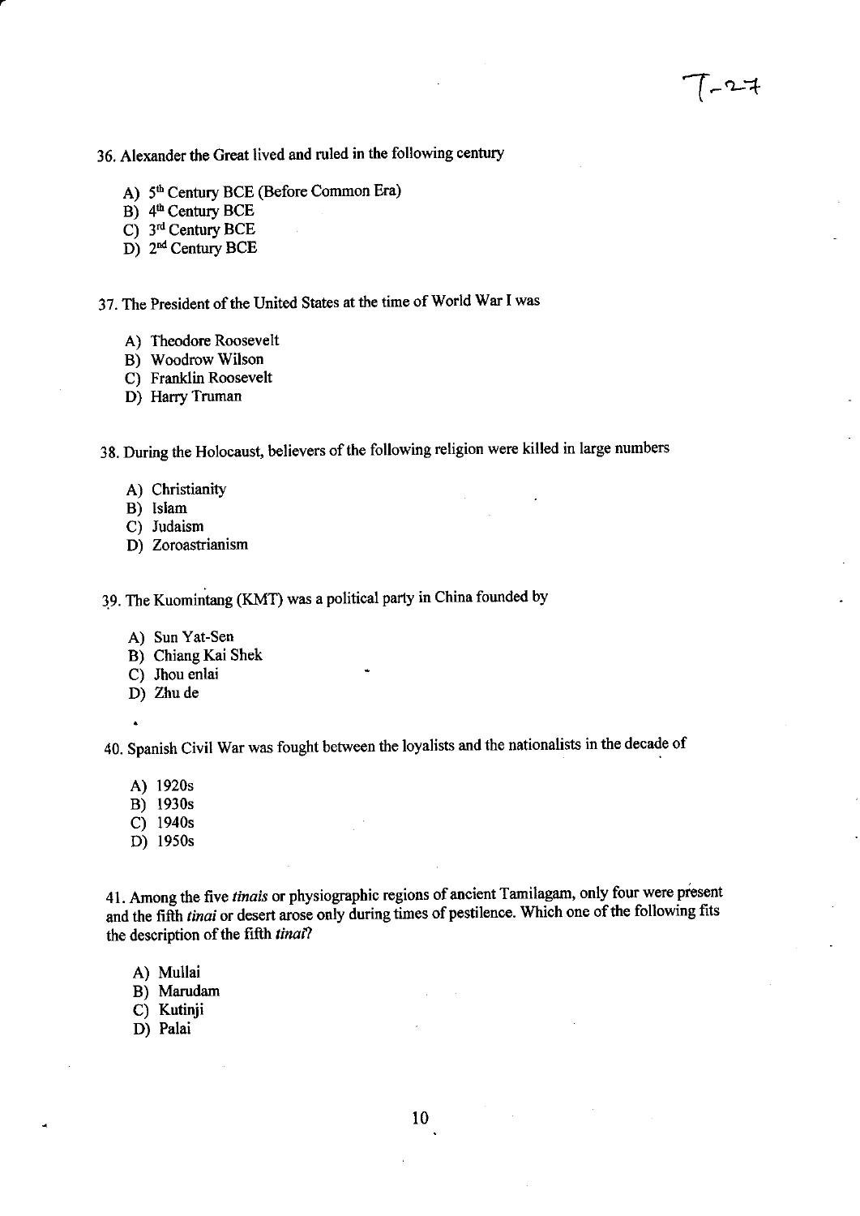T-27

36. Alexander the Great lived and ruled in the following century

A) 5th Century BCE (Before Common Era)
B) 4th Century BCE
C) 3rd Century BCE
D) 2nd Century BCE

37. The President of the United States at the time of World War I was

A) Theodore Roosevelt
B) Woodrow Wilson
C) Franklin Roosevelt
D) Harry Truman

38. During the Holocaust, believers of the following religion were killed in large numbers

A) Christianity
B) Islam
C) Judaism
D) Zoroastrianism

39. The Kuomintang (KMT) was a political party in China founded by

A) Sun Yat-Sen
B) Chiang Kai Shek
C) Jhou enlai
D) Zhu de

40. Spanish Civil War was fought between the loyalists and the nationalists in the decade of

A) 1920s
B) 1930s
C) 1940s
D) 1950s

41. Among the five *tinais* or physiographic regions of ancient Tamilagam, only four were present and the fifth *tinai* or desert arose only during times of pestilence. Which one of the following fits the description of the fifth *tinai*?

A) Mullai
B) Marudam
C) Kutinji
D) Palai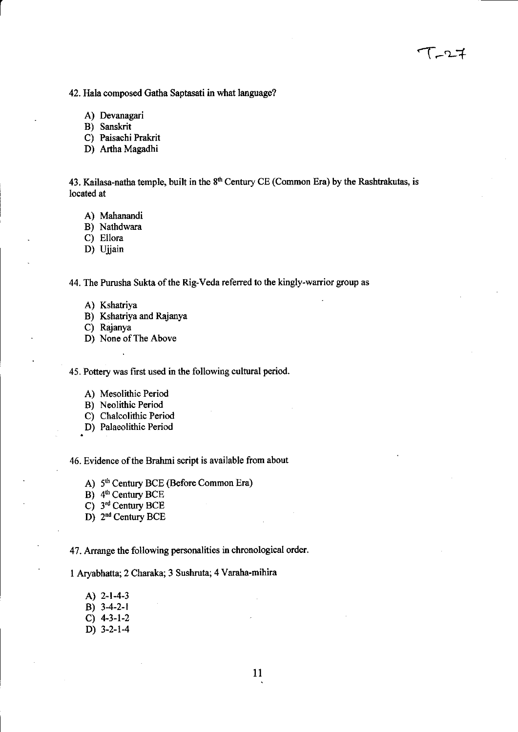T-27

42. Hala composed Gatha Saptasati in what language?

- A) Devanagari
- B) Sanskrit
- C) Paisachi Prakrit
- D) Artha Magadhi

43. Kailasa-natha temple, built in the 8th Century CE (Common Era) by the Rashtrakutas, is located at

- A) Mahanandi
- B) Nathdwara
- C) Ellora
- D) Ujjain

44. The Purusha Sukta of the Rig-Veda referred to the kingly-warrior group as

- A) Kshatriya
- B) Kshatriya and Rajanya
- C) Rajanya
- D) None of The Above

45. Pottery was first used in the following cultural period.

- A) Mesolithic Period
- B) Neolithic Period
- C) Chalcolithic Period
- D) Palaeolithic Period

46. Evidence of the Brahmi script is available from about

- A) 5th Century BCE (Before Common Era)
- B) 4th Century BCE
- C) 3rd Century BCE
- D) 2nd Century BCE

47. Arrange the following personalities in chronological order.

1 Aryabhatta; 2 Charaka; 3 Sushruta; 4 Varaha-mihira

- A) 2-1-4-3
- B) 3-4-2-1
- C) 4-3-1-2
- D) 3-2-1-4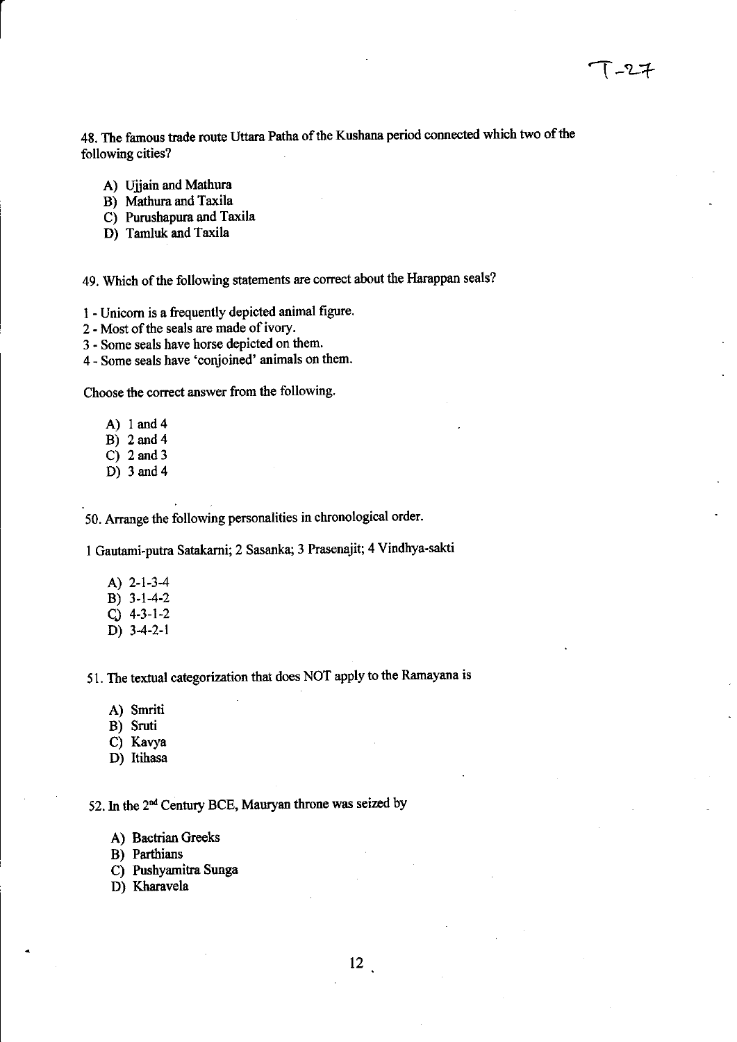48. The famous trade route Uttara Patha of the Kushana period connected which two of the following cities?

A) Ujjain and Mathura
B) Mathura and Taxila
C) Purushapura and Taxila
D) Tamluk and Taxila

49. Which of the following statements are correct about the Harappan seals?

1 - Unicorn is a frequently depicted animal figure.
2 - Most of the seals are made of ivory.
3 - Some seals have horse depicted on them.
4 - Some seals have 'conjoined' animals on them.

Choose the correct answer from the following.

A) 1 and 4
B) 2 and 4
C) 2 and 3
D) 3 and 4

50. Arrange the following personalities in chronological order.

1 Gautami-putra Satakarni; 2 Sasanka; 3 Prasenajit; 4 Vindhya-sakti

A) 2-1-3-4
B) 3-1-4-2
C) 4-3-1-2
D) 3-4-2-1

51. The textual categorization that does NOT apply to the Ramayana is

A) Smriti
B) Sruti
C) Kavya
D) Itihasa

52. In the 2nd Century BCE, Mauryan throne was seized by

A) Bactrian Greeks
B) Parthians
C) Pushyamitra Sunga
D) Kharavela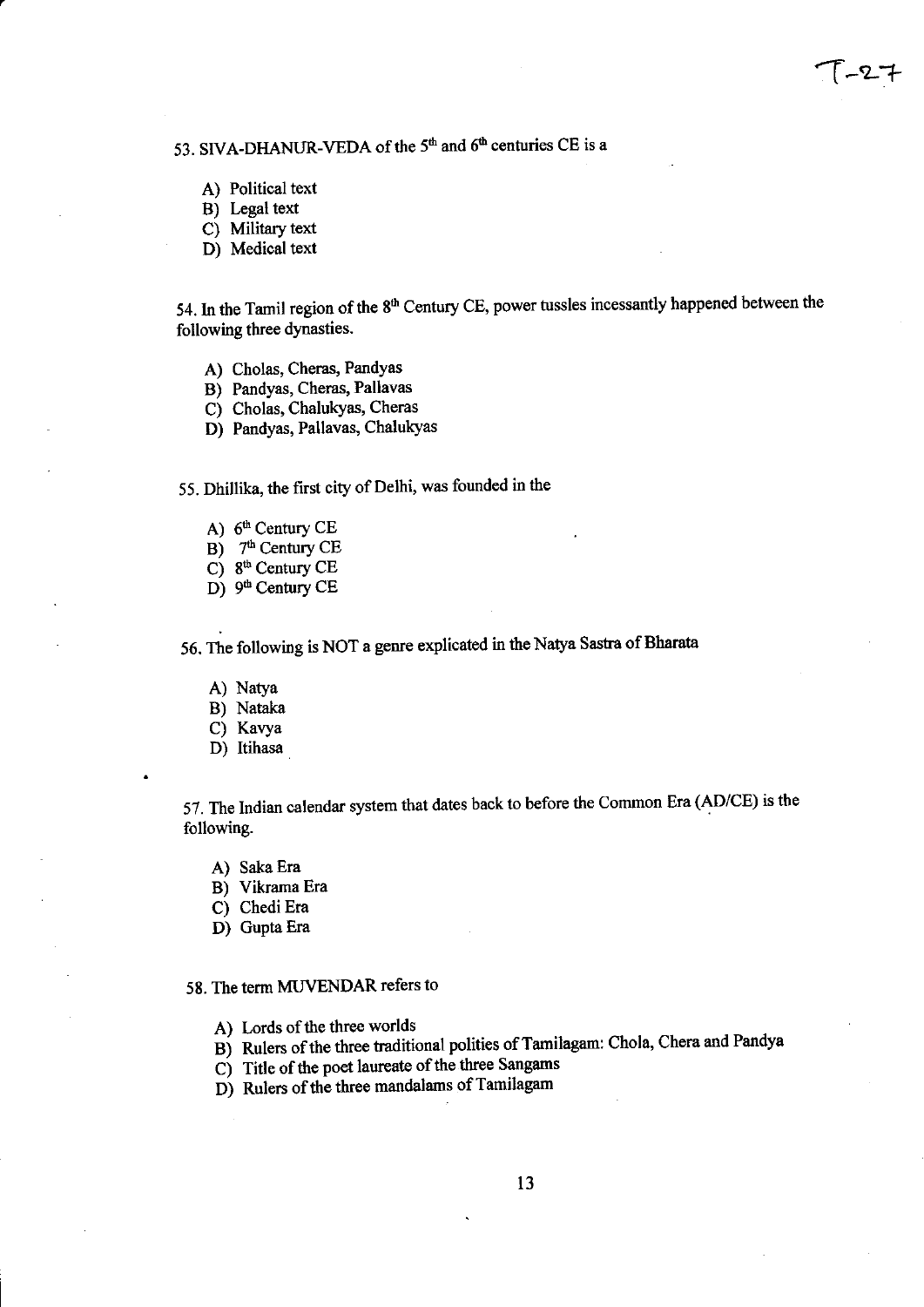53. SIVA-DHANUR-VEDA of the 5th and 6th centuries CE is a

A) Political text
B) Legal text
C) Military text
D) Medical text

54. In the Tamil region of the 8th Century CE, power tussles incessantly happened between the following three dynasties.

A) Cholas, Cheras, Pandyas
B) Pandyas, Cheras, Pallavas
C) Cholas, Chalukyas, Cheras
D) Pandyas, Pallavas, Chalukyas

55. Dhillika, the first city of Delhi, was founded in the

A) 6th Century CE
B) 7th Century CE
C) 8th Century CE
D) 9th Century CE

56. The following is NOT a genre explicated in the Natya Sastra of Bharata

A) Natya
B) Nataka
C) Kavya
D) Itihasa

57. The Indian calendar system that dates back to before the Common Era (AD/CE) is the following.

A) Saka Era
B) Vikrama Era
C) Chedi Era
D) Gupta Era

58. The term MUVENDAR refers to

A) Lords of the three worlds
B) Rulers of the three traditional polities of Tamilagam: Chola, Chera and Pandya
C) Title of the poet laureate of the three Sangams
D) Rulers of the three mandalams of Tamilagam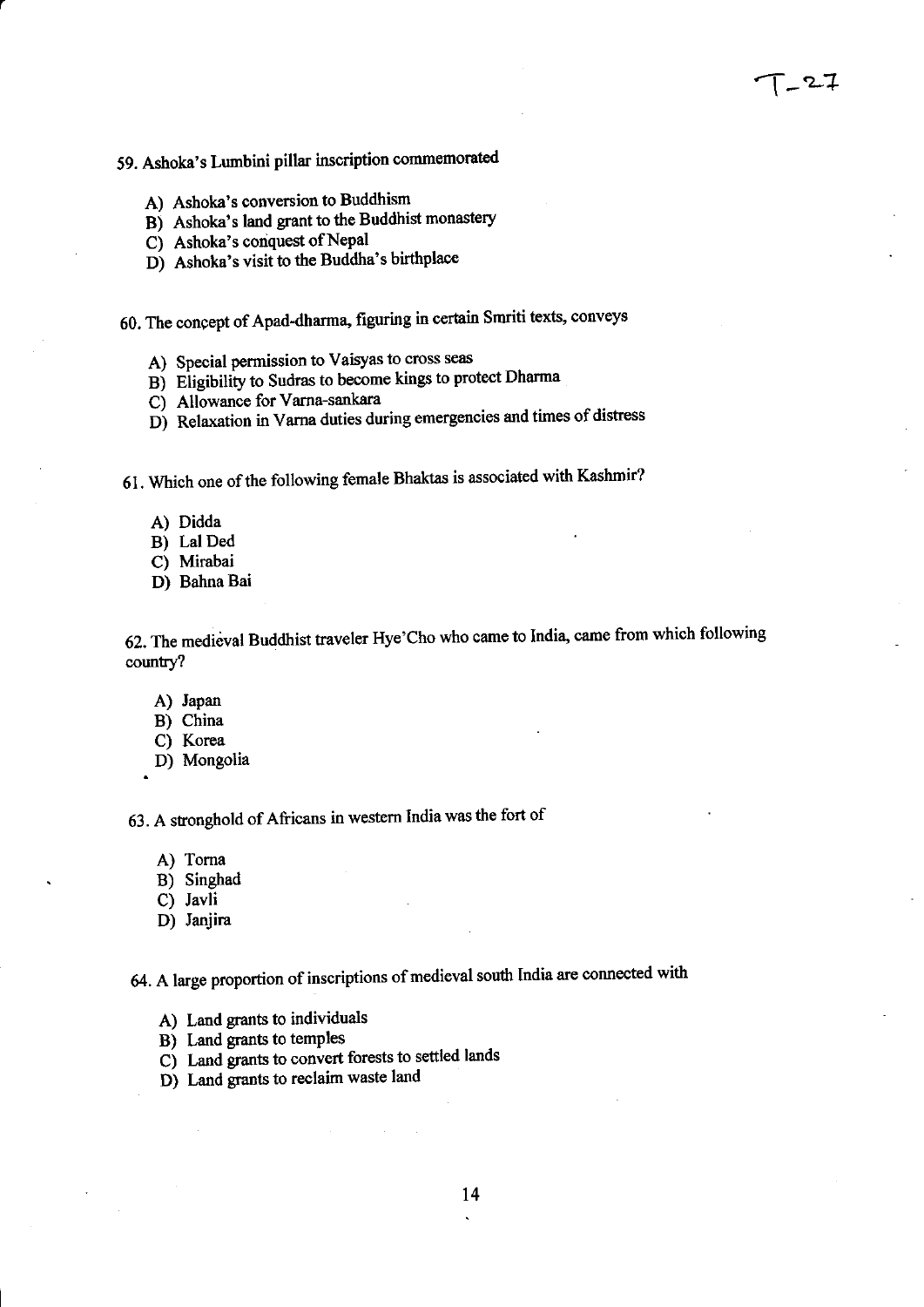59. Ashoka's Lumbini pillar inscription commemorated

A) Ashoka's conversion to Buddhism
B) Ashoka's land grant to the Buddhist monastery
C) Ashoka's conquest of Nepal
D) Ashoka's visit to the Buddha's birthplace

60. The concept of Apad-dharma, figuring in certain Smriti texts, conveys

A) Special permission to Vaisyas to cross seas
B) Eligibility to Sudras to become kings to protect Dharma
C) Allowance for Varna-sankara
D) Relaxation in Varna duties during emergencies and times of distress

61. Which one of the following female Bhaktas is associated with Kashmir?

A) Didda
B) Lal Ded
C) Mirabai
D) Bahna Bai

62. The medieval Buddhist traveler Hye'Cho who came to India, came from which following country?

A) Japan
B) China
C) Korea
D) Mongolia

63. A stronghold of Africans in western India was the fort of

A) Torna
B) Singhad
C) Javli
D) Janjira

64. A large proportion of inscriptions of medieval south India are connected with

A) Land grants to individuals
B) Land grants to temples
C) Land grants to convert forests to settled lands
D) Land grants to reclaim waste land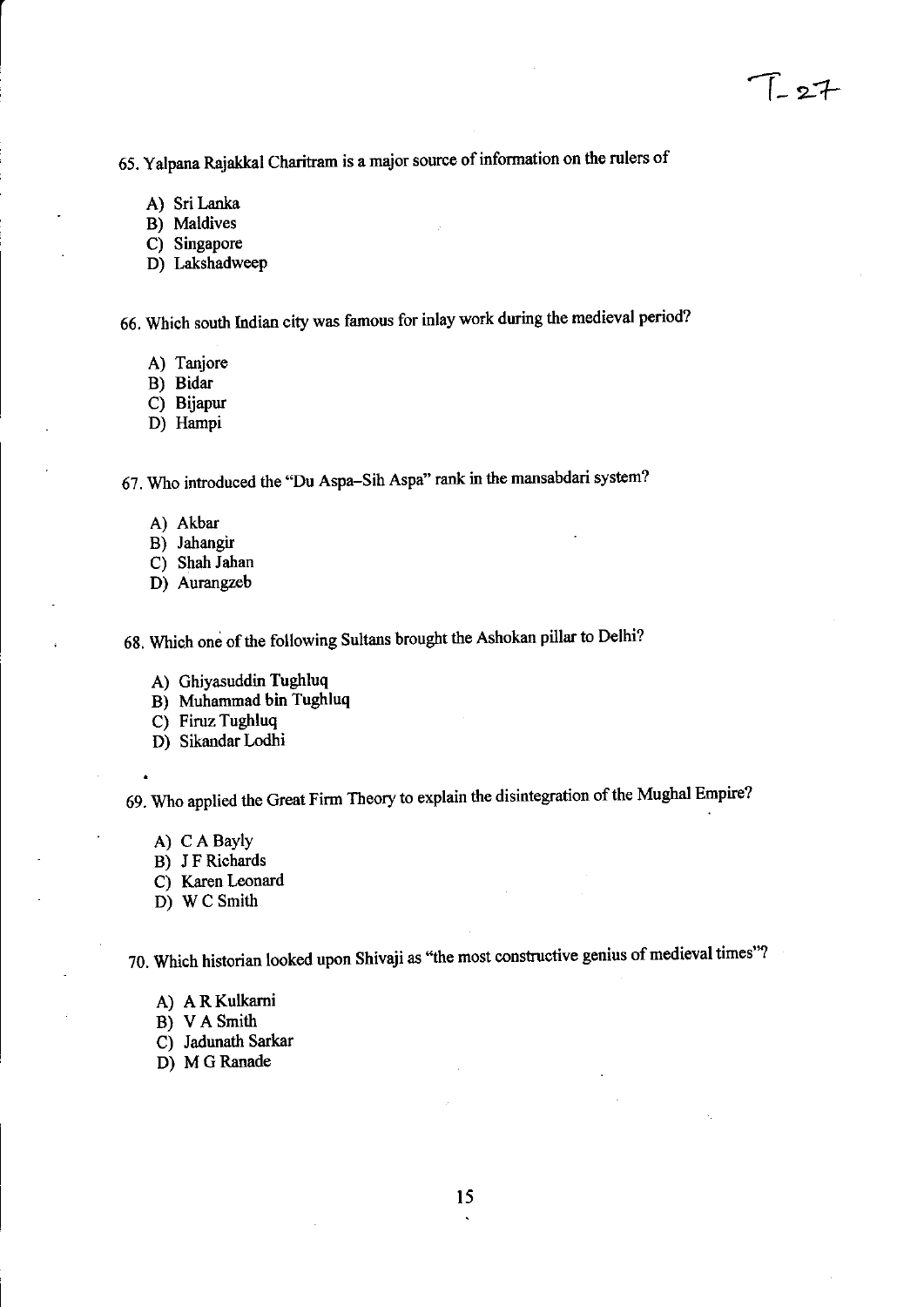65. Yalpana Rajakkal Charitram is a major source of information on the rulers of

A) Sri Lanka
B) Maldives
C) Singapore
D) Lakshadweep

66. Which south Indian city was famous for inlay work during the medieval period?

A) Tanjore
B) Bidar
C) Bijapur
D) Hampi

67. Who introduced the "Du Aspa–Sih Aspa" rank in the mansabdari system?

A) Akbar
B) Jahangir
C) Shah Jahan
D) Aurangzeb

68. Which one of the following Sultans brought the Ashokan pillar to Delhi?

A) Ghiyasuddin Tughluq
B) Muhammad bin Tughluq
C) Firuz Tughluq
D) Sikandar Lodhi

69. Who applied the Great Firm Theory to explain the disintegration of the Mughal Empire?

A) C A Bayly
B) J F Richards
C) Karen Leonard
D) W C Smith

70. Which historian looked upon Shivaji as "the most constructive genius of medieval times"?

A) A R Kulkarni
B) V A Smith
C) Jadunath Sarkar
D) M G Ranade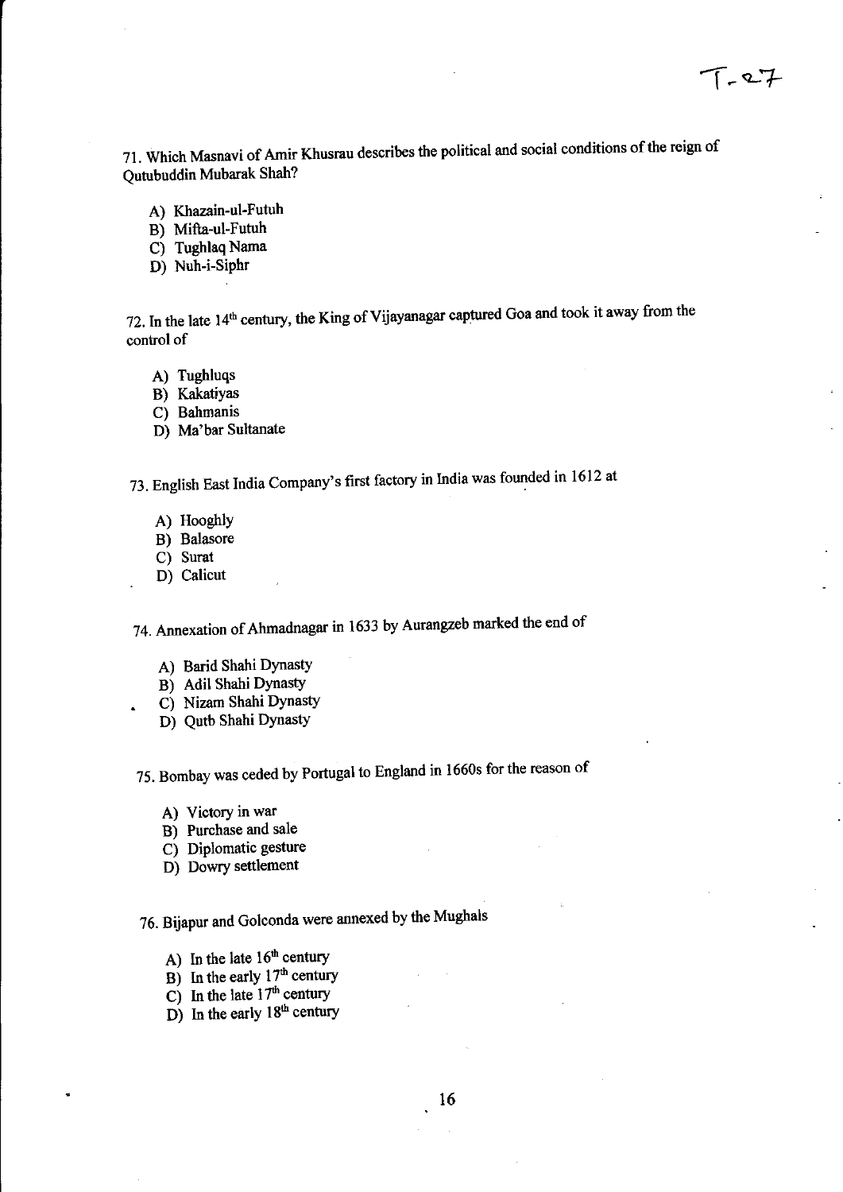71. Which Masnavi of Amir Khusrau describes the political and social conditions of the reign of Qutubuddin Mubarak Shah?

A) Khazain-ul-Futuh
B) Mifta-ul-Futuh
C) Tughlaq Nama
D) Nuh-i-Siphr

72. In the late 14th century, the King of Vijayanagar captured Goa and took it away from the control of

A) Tughluqs
B) Kakatiyas
C) Bahmanis
D) Ma'bar Sultanate

73. English East India Company's first factory in India was founded in 1612 at

A) Hooghly
B) Balasore
C) Surat
D) Calicut

74. Annexation of Ahmadnagar in 1633 by Aurangzeb marked the end of

A) Barid Shahi Dynasty
B) Adil Shahi Dynasty
C) Nizam Shahi Dynasty
D) Qutb Shahi Dynasty

75. Bombay was ceded by Portugal to England in 1660s for the reason of

A) Victory in war
B) Purchase and sale
C) Diplomatic gesture
D) Dowry settlement

76. Bijapur and Golconda were annexed by the Mughals

A) In the late 16th century
B) In the early 17th century
C) In the late 17th century
D) In the early 18th century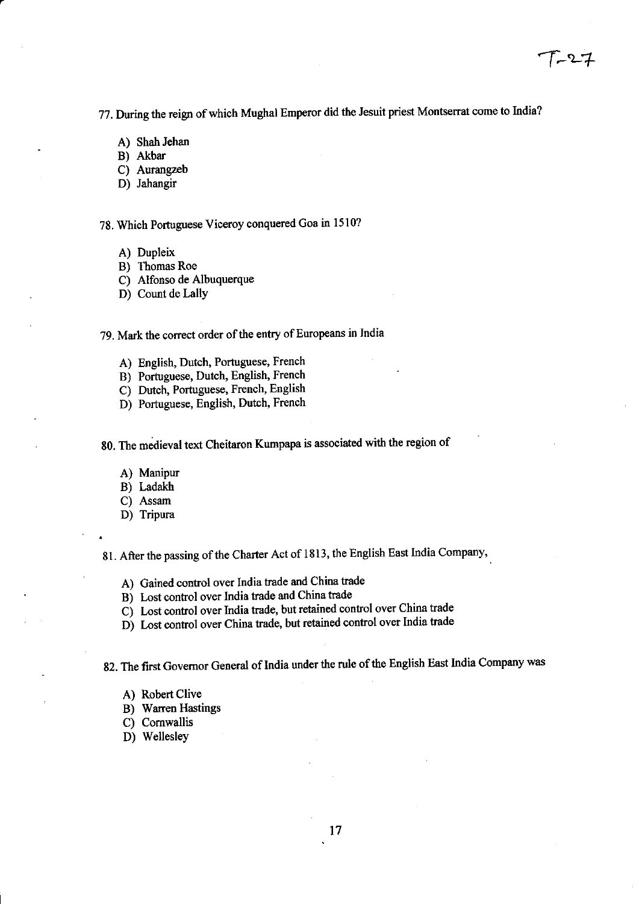T-27

77. During the reign of which Mughal Emperor did the Jesuit priest Montserrat come to India?

A) Shah Jehan
B) Akbar
C) Aurangzeb
D) Jahangir

78. Which Portuguese Viceroy conquered Goa in 1510?

A) Dupleix
B) Thomas Roe
C) Alfonso de Albuquerque
D) Count de Lally

79. Mark the correct order of the entry of Europeans in India

A) English, Dutch, Portuguese, French
B) Portuguese, Dutch, English, French
C) Dutch, Portuguese, French, English
D) Portuguese, English, Dutch, French

80. The medieval text Cheitaron Kumpapa is associated with the region of

A) Manipur
B) Ladakh
C) Assam
D) Tripura

81. After the passing of the Charter Act of 1813, the English East India Company,

A) Gained control over India trade and China trade
B) Lost control over India trade and China trade
C) Lost control over India trade, but retained control over China trade
D) Lost control over China trade, but retained control over India trade

82. The first Governor General of India under the rule of the English East India Company was

A) Robert Clive
B) Warren Hastings
C) Cornwallis
D) Wellesley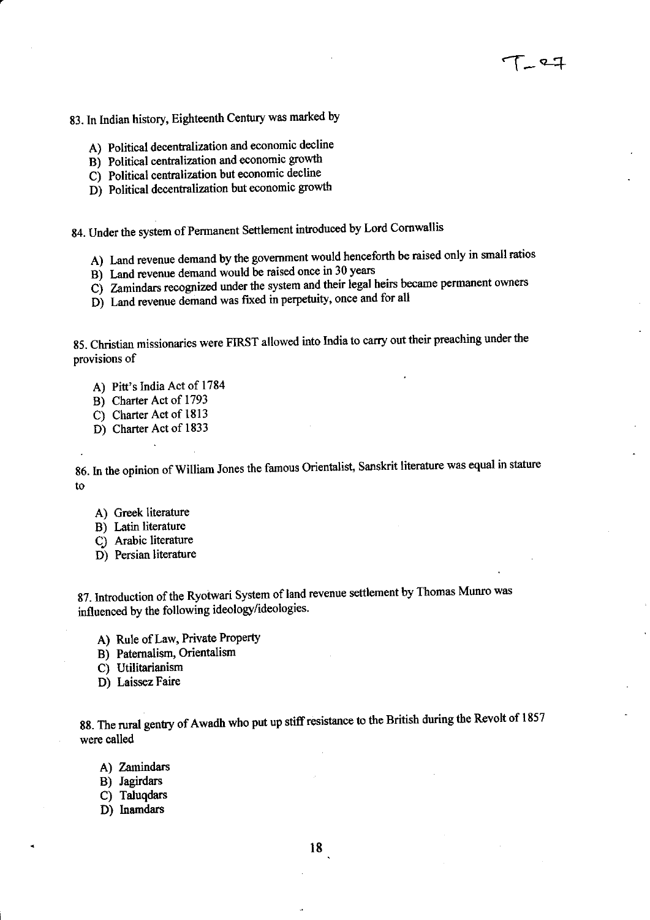83. In Indian history, Eighteenth Century was marked by

A) Political decentralization and economic decline
B) Political centralization and economic growth
C) Political centralization but economic decline
D) Political decentralization but economic growth

84. Under the system of Permanent Settlement introduced by Lord Cornwallis

A) Land revenue demand by the government would henceforth be raised only in small ratios
B) Land revenue demand would be raised once in 30 years
C) Zamindars recognized under the system and their legal heirs became permanent owners
D) Land revenue demand was fixed in perpetuity, once and for all

85. Christian missionaries were FIRST allowed into India to carry out their preaching under the provisions of

A) Pitt's India Act of 1784
B) Charter Act of 1793
C) Charter Act of 1813
D) Charter Act of 1833

86. In the opinion of William Jones the famous Orientalist, Sanskrit literature was equal in stature to

A) Greek literature
B) Latin literature
C) Arabic literature
D) Persian literature

87. Introduction of the Ryotwari System of land revenue settlement by Thomas Munro was influenced by the following ideology/ideologies.

A) Rule of Law, Private Property
B) Paternalism, Orientalism
C) Utilitarianism
D) Laissez Faire

88. The rural gentry of Awadh who put up stiff resistance to the British during the Revolt of 1857 were called

A) Zamindars
B) Jagirdars
C) Taluqdars
D) Inamdars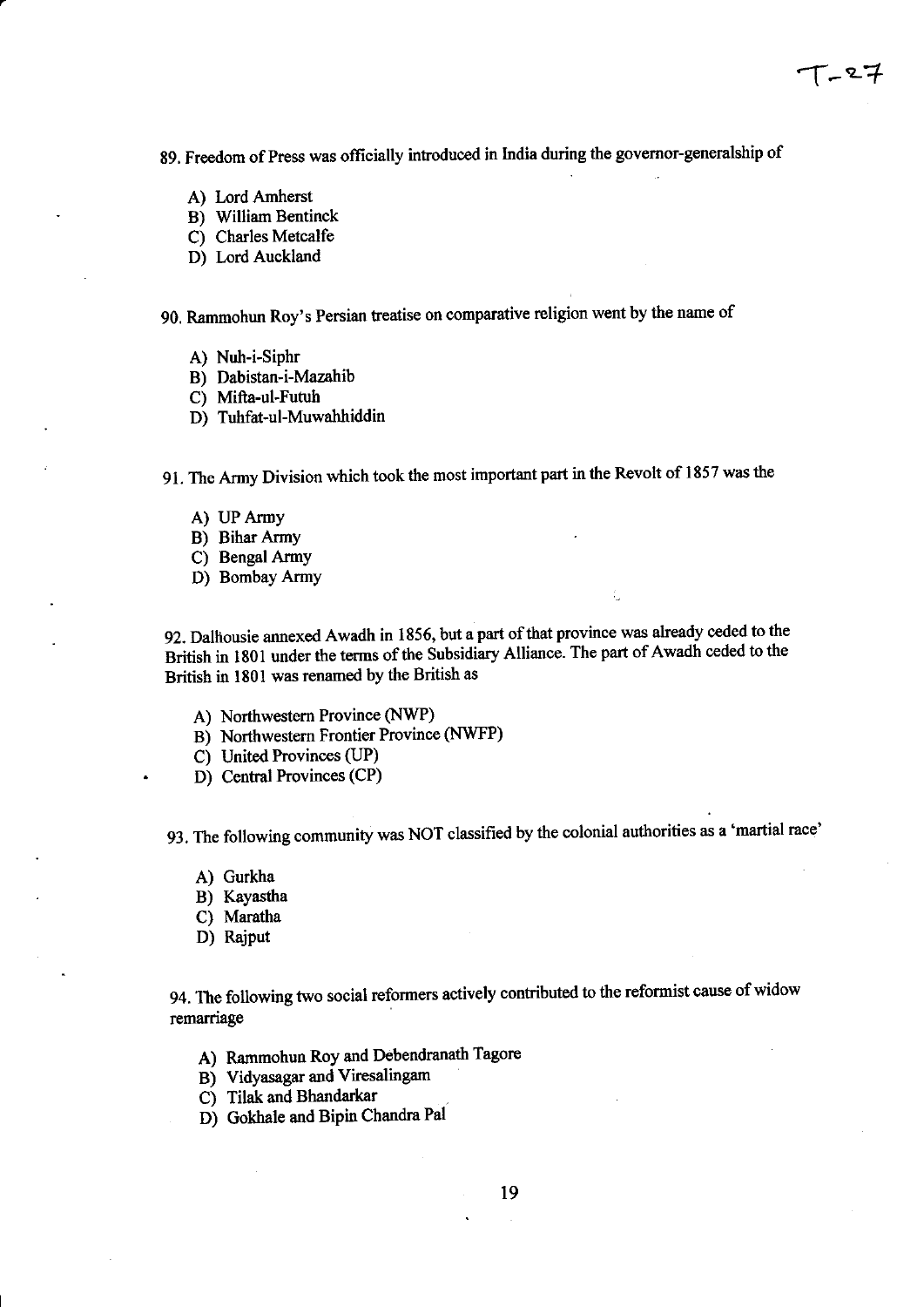89. Freedom of Press was officially introduced in India during the governor-generalship of

A) Lord Amherst
B) William Bentinck
C) Charles Metcalfe
D) Lord Auckland

90. Rammohun Roy's Persian treatise on comparative religion went by the name of

A) Nuh-i-Siphr
B) Dabistan-i-Mazahib
C) Mifta-ul-Futuh
D) Tuhfat-ul-Muwahhiddin

91. The Army Division which took the most important part in the Revolt of 1857 was the

A) UP Army
B) Bihar Army
C) Bengal Army
D) Bombay Army

92. Dalhousie annexed Awadh in 1856, but a part of that province was already ceded to the British in 1801 under the terms of the Subsidiary Alliance. The part of Awadh ceded to the British in 1801 was renamed by the British as

A) Northwestern Province (NWP)
B) Northwestern Frontier Province (NWFP)
C) United Provinces (UP)
D) Central Provinces (CP)

93. The following community was NOT classified by the colonial authorities as a 'martial race'

A) Gurkha
B) Kayastha
C) Maratha
D) Rajput

94. The following two social reformers actively contributed to the reformist cause of widow remarriage

A) Rammohun Roy and Debendranath Tagore
B) Vidyasagar and Viresalingam
C) Tilak and Bhandarkar
D) Gokhale and Bipin Chandra Pal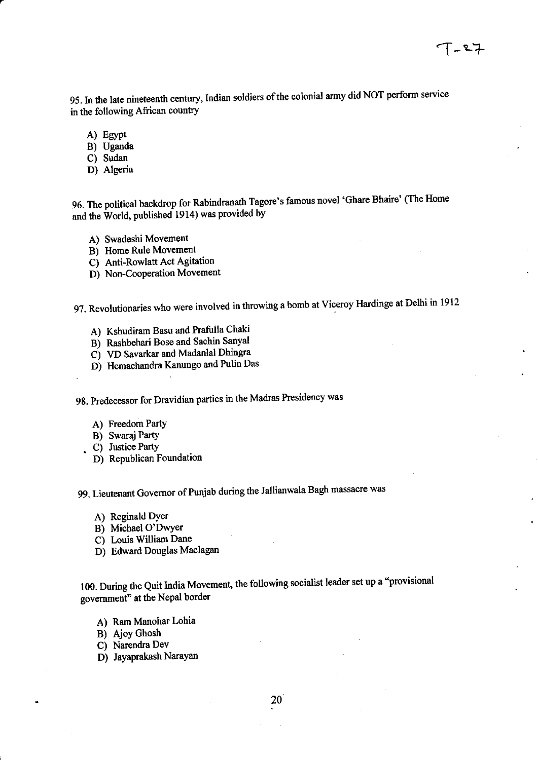95. In the late nineteenth century, Indian soldiers of the colonial army did NOT perform service in the following African country

- A) Egypt
- B) Uganda
- C) Sudan
- D) Algeria

96. The political backdrop for Rabindranath Tagore's famous novel 'Ghare Bhaire' (The Home and the World, published 1914) was provided by

- A) Swadeshi Movement
- B) Home Rule Movement
- C) Anti-Rowlatt Act Agitation
- D) Non-Cooperation Movement

97. Revolutionaries who were involved in throwing a bomb at Viceroy Hardinge at Delhi in 1912

- A) Kshudiram Basu and Prafulla Chaki
- B) Rashbehari Bose and Sachin Sanyal
- C) VD Savarkar and Madanlal Dhingra
- D) Hemachandra Kanungo and Pulin Das

98. Predecessor for Dravidian parties in the Madras Presidency was

- A) Freedom Party
- B) Swaraj Party
- C) Justice Party
- D) Republican Foundation

99. Lieutenant Governor of Punjab during the Jallianwala Bagh massacre was

- A) Reginald Dyer
- B) Michael O'Dwyer
- C) Louis William Dane
- D) Edward Douglas Maclagan

100. During the Quit India Movement, the following socialist leader set up a "provisional government" at the Nepal border

- A) Ram Manohar Lohia
- B) Ajoy Ghosh
- C) Narendra Dev
- D) Jayaprakash Narayan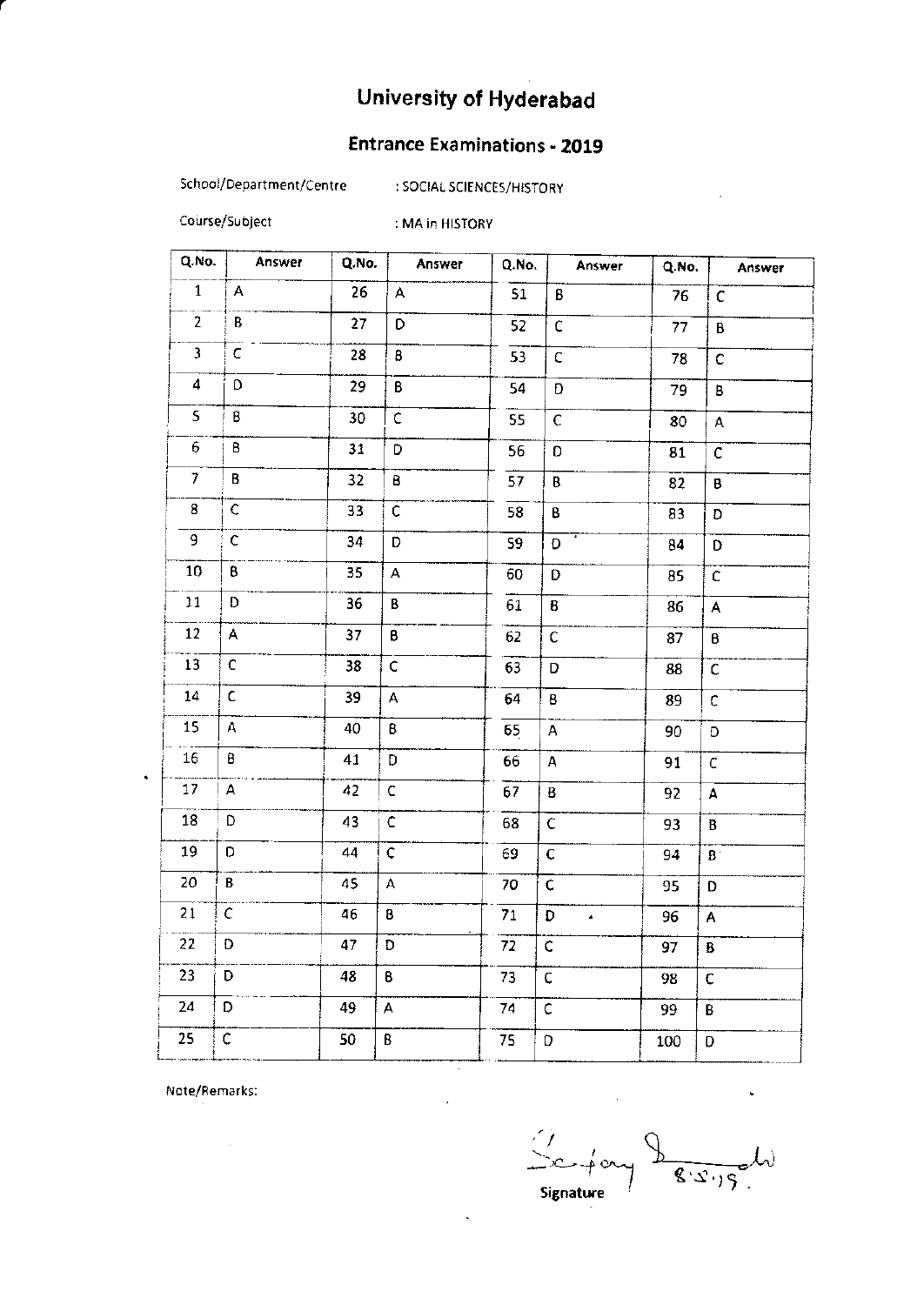# University of Hyderabad

## Entrance Examinations - 2019

School/Department/Centre : SOCIAL SCIENCES/HISTORY

Course/Subject : MA in HISTORY

| Q.No. | Answer | Q.No. | Answer | Q.No. | Answer | Q.No. | Answer |
|---|---|---|---|---|---|---|---|
| 1 | A | 26 | A | 51 | B | 76 | C |
| 2 | B | 27 | D | 52 | C | 77 | B |
| 3 | C | 28 | B | 53 | C | 78 | C |
| 4 | D | 29 | B | 54 | D | 79 | B |
| 5 | B | 30 | C | 55 | C | 80 | A |
| 6 | B | 31 | D | 56 | D | 81 | C |
| 7 | B | 32 | B | 57 | B | 82 | B |
| 8 | C | 33 | C | 58 | B | 83 | D |
| 9 | C | 34 | D | 59 | D | 84 | D |
| 10 | B | 35 | A | 60 | D | 85 | C |
| 11 | D | 36 | B | 61 | B | 86 | A |
| 12 | A | 37 | B | 62 | C | 87 | B |
| 13 | C | 38 | C | 63 | D | 88 | C |
| 14 | C | 39 | A | 64 | B | 89 | C |
| 15 | A | 40 | B | 65 | A | 90 | D |
| 16 | B | 41 | D | 66 | A | 91 | C |
| 17 | A | 42 | C | 67 | B | 92 | A |
| 18 | D | 43 | C | 68 | C | 93 | B |
| 19 | D | 44 | C | 69 | C | 94 | B |
| 20 | B | 45 | A | 70 | C | 95 | D |
| 21 | C | 46 | B | 71 | D | 96 | A |
| 22 | D | 47 | D | 72 | C | 97 | B |
| 23 | D | 48 | B | 73 | C | 98 | C |
| 24 | D | 49 | A | 74 | C | 99 | B |
| 25 | C | 50 | B | 75 | D | 100 | D |

Note/Remarks:

Signature 8.5.19.